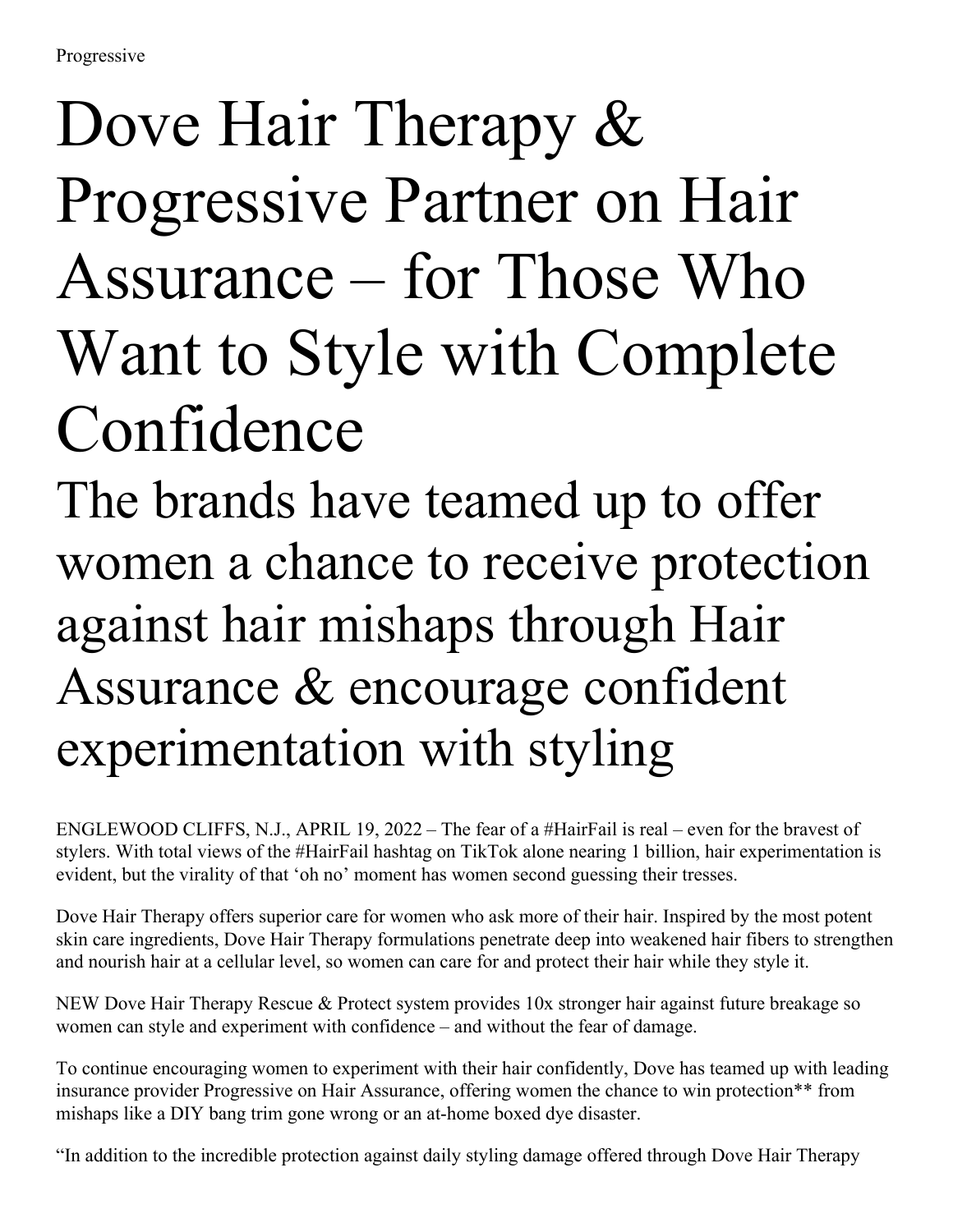Progressive

# Dove Hair Therapy & Progressive Partner on Hair Assurance – for Those Who Want to Style with Complete Confidence

## The brands have teamed up to offer women a chance to receive protection against hair mishaps through Hair Assurance & encourage confident experimentation with styling

ENGLEWOOD CLIFFS, N.J., APRIL 19, 2022 – The fear of a #HairFail is real – even for the bravest of stylers. With total views of the #HairFail hashtag on TikTok alone nearing 1 billion, hair experimentation is evident, but the virality of that 'oh no' moment has women second guessing their tresses.

Dove Hair Therapy offers superior care for women who ask more of their hair. Inspired by the most potent skin care ingredients, Dove Hair Therapy formulations penetrate deep into weakened hair fibers to strengthen and nourish hair at a cellular level, so women can care for and protect their hair while they style it.

NEW Dove Hair Therapy Rescue & Protect system provides 10x stronger hair against future breakage so women can style and experiment with confidence – and without the fear of damage.

To continue encouraging women to experiment with their hair confidently, Dove has teamed up with leading insurance provider Progressive on Hair Assurance, offering women the chance to win protection** from mishaps like a DIY bang trim gone wrong or an at-home boxed dye disaster.

"In addition to the incredible protection against daily styling damage offered through Dove Hair Therapy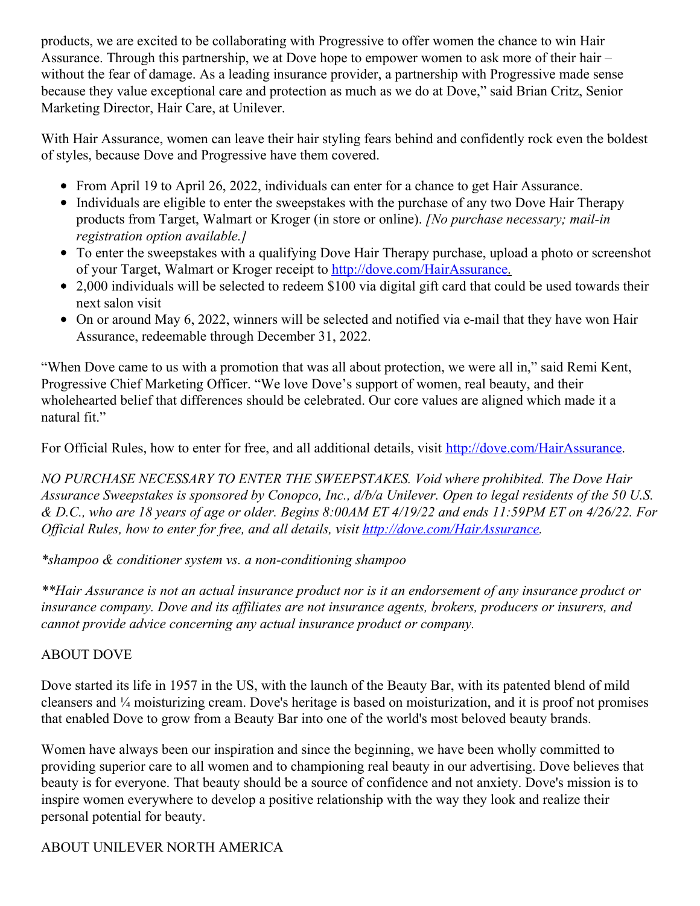products, we are excited to be collaborating with Progressive to offer women the chance to win Hair Assurance. Through this partnership, we at Dove hope to empower women to ask more of their hair – without the fear of damage. As a leading insurance provider, a partnership with Progressive made sense because they value exceptional care and protection as much as we do at Dove," said Brian Critz, Senior Marketing Director, Hair Care, at Unilever.

With Hair Assurance, women can leave their hair styling fears behind and confidently rock even the boldest of styles, because Dove and Progressive have them covered.

- From April 19 to April 26, 2022, individuals can enter for a chance to get Hair Assurance.
- Individuals are eligible to enter the sweepstakes with the purchase of any two Dove Hair Therapy products from Target, Walmart or Kroger (in store or online). *[No purchase necessary; mail-in registration option available.]*
- To enter the sweepstakes with a qualifying Dove Hair Therapy purchase, upload a photo or screenshot of your Target, Walmart or Kroger receipt to [http://dove.com/HairAssurance.](http://dove.com/HairAssurance)
- 2,000 individuals will be selected to redeem $100 via digital gift card that could be used towards their next salon visit
- On or around May 6, 2022, winners will be selected and notified via e-mail that they have won Hair Assurance, redeemable through December 31, 2022.

"When Dove came to us with a promotion that was all about protection, we were all in," said Remi Kent, Progressive Chief Marketing Officer. "We love Dove's support of women, real beauty, and their wholehearted belief that differences should be celebrated. Our core values are aligned which made it a natural fit."

For Official Rules, how to enter for free, and all additional details, visit [http://dove.com/HairAssurance](http://dove.com/HairAssurance).

*NO PURCHASE NECESSARY TO ENTER THE SWEEPSTAKES. Void where prohibited. The Dove Hair Assurance Sweepstakes is sponsored by Conopco, Inc., d/b/a Unilever. Open to legal residents of the 50 U.S. & D.C., who are 18 years of age or older. Begins 8:00AM ET 4/19/22 and ends 11:59PM ET on 4/26/22. For Official Rules, how to enter for free, and all details, visit [http://dove.com/HairAssurance](http://dove.com/HairAssurance).*

*\*shampoo & conditioner system vs. a non-conditioning shampoo*

*\*\*Hair Assurance is not an actual insurance product nor is it an endorsement of any insurance product or insurance company. Dove and its affiliates are not insurance agents, brokers, producers or insurers, and cannot provide advice concerning any actual insurance product or company.*

ABOUT DOVE

Dove started its life in 1957 in the US, with the launch of the Beauty Bar, with its patented blend of mild cleansers and ¼ moisturizing cream. Dove's heritage is based on moisturization, and it is proof not promises that enabled Dove to grow from a Beauty Bar into one of the world's most beloved beauty brands.

Women have always been our inspiration and since the beginning, we have been wholly committed to providing superior care to all women and to championing real beauty in our advertising. Dove believes that beauty is for everyone. That beauty should be a source of confidence and not anxiety. Dove's mission is to inspire women everywhere to develop a positive relationship with the way they look and realize their personal potential for beauty.

ABOUT UNILEVER NORTH AMERICA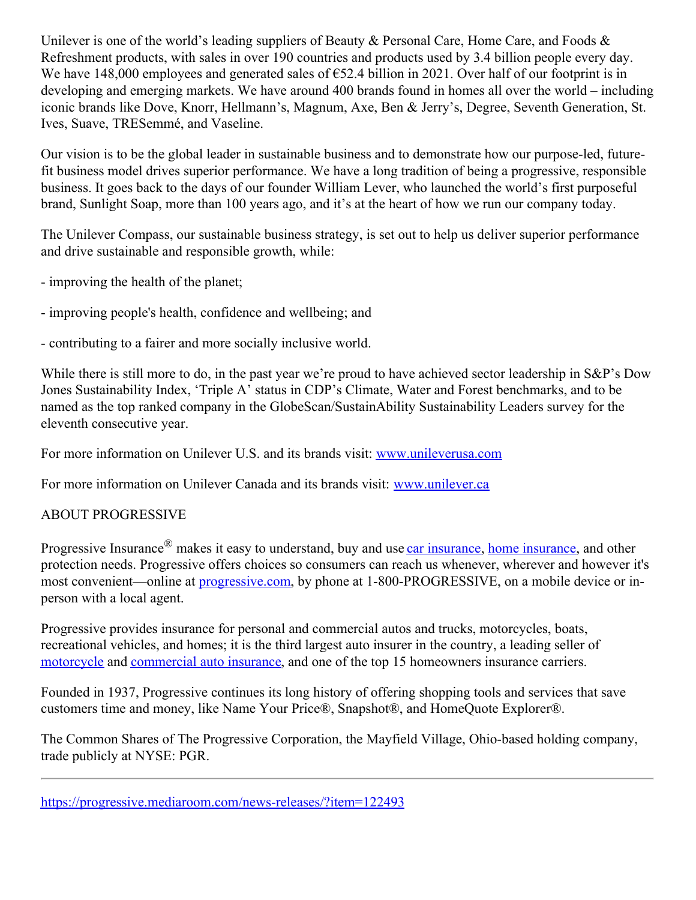Unilever is one of the world's leading suppliers of Beauty & Personal Care, Home Care, and Foods & Refreshment products, with sales in over 190 countries and products used by 3.4 billion people every day. We have 148,000 employees and generated sales of €52.4 billion in 2021. Over half of our footprint is in developing and emerging markets. We have around 400 brands found in homes all over the world – including iconic brands like Dove, Knorr, Hellmann's, Magnum, Axe, Ben & Jerry's, Degree, Seventh Generation, St. Ives, Suave, TRESemmé, and Vaseline.

Our vision is to be the global leader in sustainable business and to demonstrate how our purpose-led, future-fit business model drives superior performance. We have a long tradition of being a progressive, responsible business. It goes back to the days of our founder William Lever, who launched the world's first purposeful brand, Sunlight Soap, more than 100 years ago, and it's at the heart of how we run our company today.

The Unilever Compass, our sustainable business strategy, is set out to help us deliver superior performance and drive sustainable and responsible growth, while:

- improving the health of the planet;

- improving people's health, confidence and wellbeing; and

- contributing to a fairer and more socially inclusive world.

While there is still more to do, in the past year we're proud to have achieved sector leadership in S&P's Dow Jones Sustainability Index, 'Triple A' status in CDP's Climate, Water and Forest benchmarks, and to be named as the top ranked company in the GlobeScan/SustainAbility Sustainability Leaders survey for the eleventh consecutive year.

For more information on Unilever U.S. and its brands visit: [www.unileverusa.com](http://www.unileverusa.com)

For more information on Unilever Canada and its brands visit: [www.unilever.ca](http://www.unilever.ca)

## ABOUT PROGRESSIVE

Progressive Insurance® makes it easy to understand, buy and use car insurance, home insurance, and other protection needs. Progressive offers choices so consumers can reach us whenever, wherever and however it's most convenient—online at progressive.com, by phone at 1-800-PROGRESSIVE, on a mobile device or in-person with a local agent.

Progressive provides insurance for personal and commercial autos and trucks, motorcycles, boats, recreational vehicles, and homes; it is the third largest auto insurer in the country, a leading seller of motorcycle and commercial auto insurance, and one of the top 15 homeowners insurance carriers.

Founded in 1937, Progressive continues its long history of offering shopping tools and services that save customers time and money, like Name Your Price®, Snapshot®, and HomeQuote Explorer®.

The Common Shares of The Progressive Corporation, the Mayfield Village, Ohio-based holding company, trade publicly at NYSE: PGR.

---

https://progressive.mediaroom.com/news-releases/?item=122493